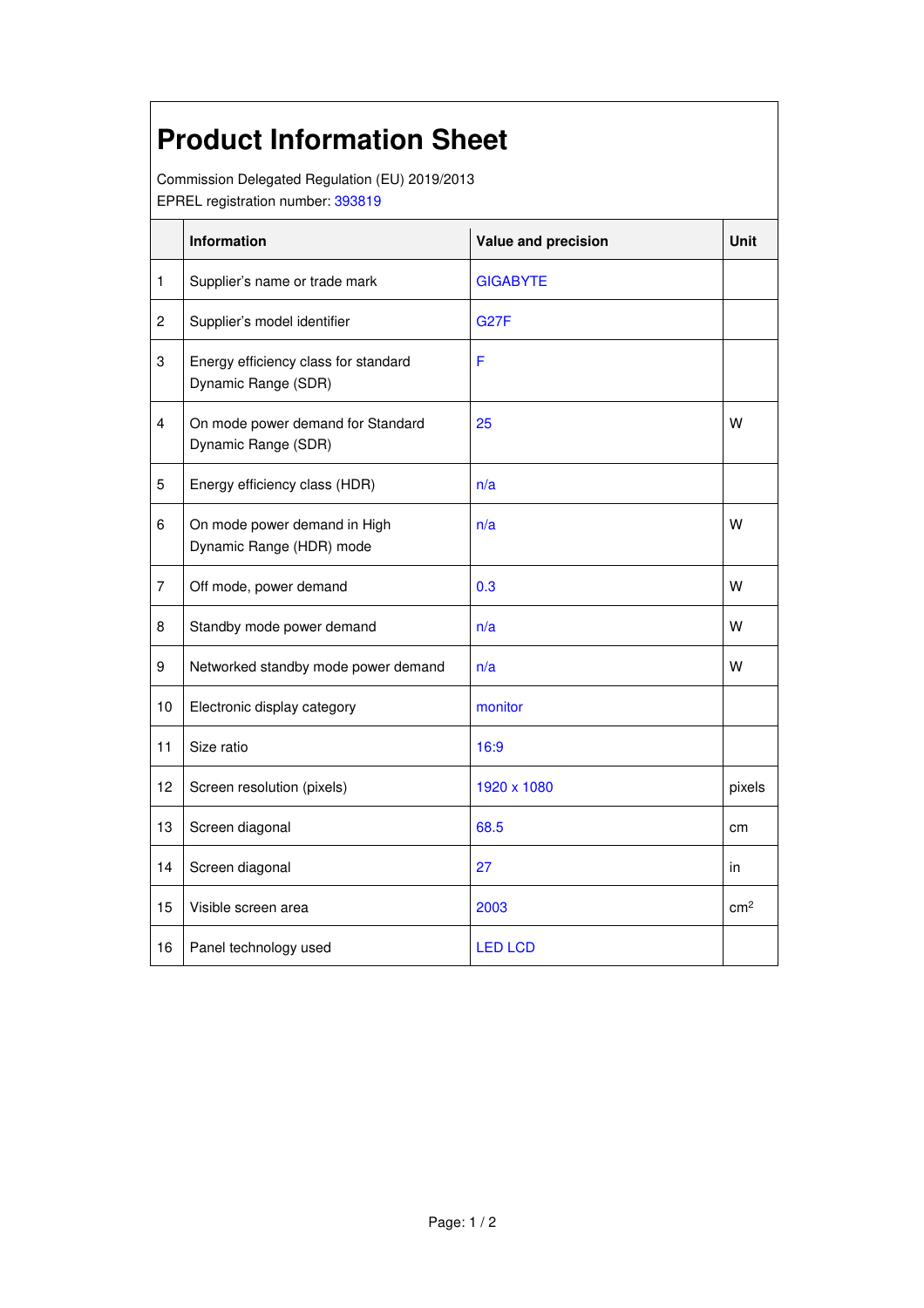# Product Information Sheet

Commission Delegated Regulation (EU) 2019/2013
EPREL registration number: 393819

| | Information | Value and precision | Unit |
|---|---|---|---|
| 1 | Supplier's name or trade mark | GIGABYTE | |
| 2 | Supplier's model identifier | G27F | |
| 3 | Energy efficiency class for standard Dynamic Range (SDR) | F | |
| 4 | On mode power demand for Standard Dynamic Range (SDR) | 25 | W |
| 5 | Energy efficiency class (HDR) | n/a | |
| 6 | On mode power demand in High Dynamic Range (HDR) mode | n/a | W |
| 7 | Off mode, power demand | 0.3 | W |
| 8 | Standby mode power demand | n/a | W |
| 9 | Networked standby mode power demand | n/a | W |
| 10 | Electronic display category | monitor | |
| 11 | Size ratio | 16:9 | |
| 12 | Screen resolution (pixels) | 1920 x 1080 | pixels |
| 13 | Screen diagonal | 68.5 | cm |
| 14 | Screen diagonal | 27 | in |
| 15 | Visible screen area | 2003 | $cm^2$ |
| 16 | Panel technology used | LED LCD | |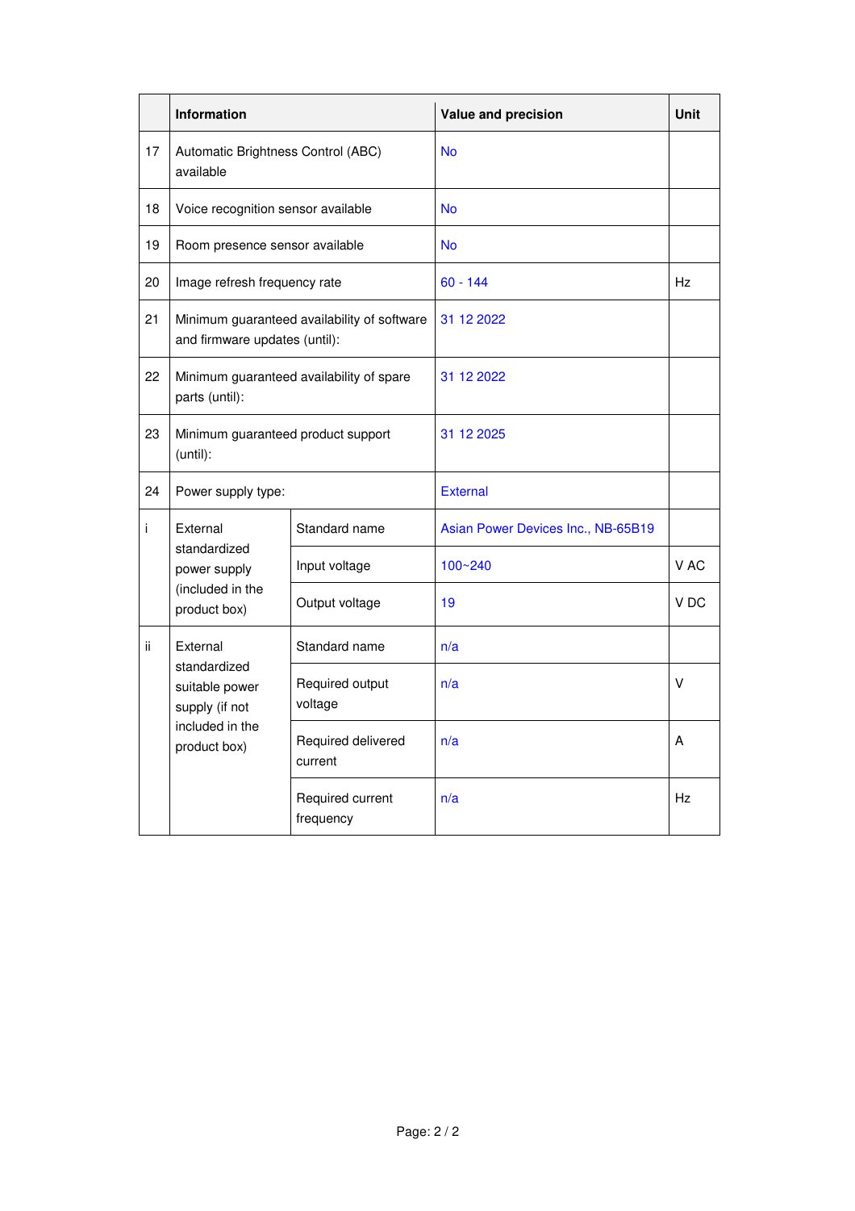| | Information | | Value and precision | Unit |
|---|---|---|---|---|
| 17 | Automatic Brightness Control (ABC) available | | No | |
| 18 | Voice recognition sensor available | | No | |
| 19 | Room presence sensor available | | No | |
| 20 | Image refresh frequency rate | | 60 - 144 | Hz |
| 21 | Minimum guaranteed availability of software and firmware updates (until): | | 31 12 2022 | |
| 22 | Minimum guaranteed availability of spare parts (until): | | 31 12 2022 | |
| 23 | Minimum guaranteed product support (until): | | 31 12 2025 | |
| 24 | Power supply type: | | External | |
| i | External standardized power supply (included in the product box) | Standard name | Asian Power Devices Inc., NB-65B19 | |
| | | Input voltage | 100~240 | V AC |
| | | Output voltage | 19 | V DC |
| ii | External standardized suitable power supply (if not included in the product box) | Standard name | n/a | |
| | | Required output voltage | n/a | V |
| | | Required delivered current | n/a | A |
| | | Required current frequency | n/a | Hz |